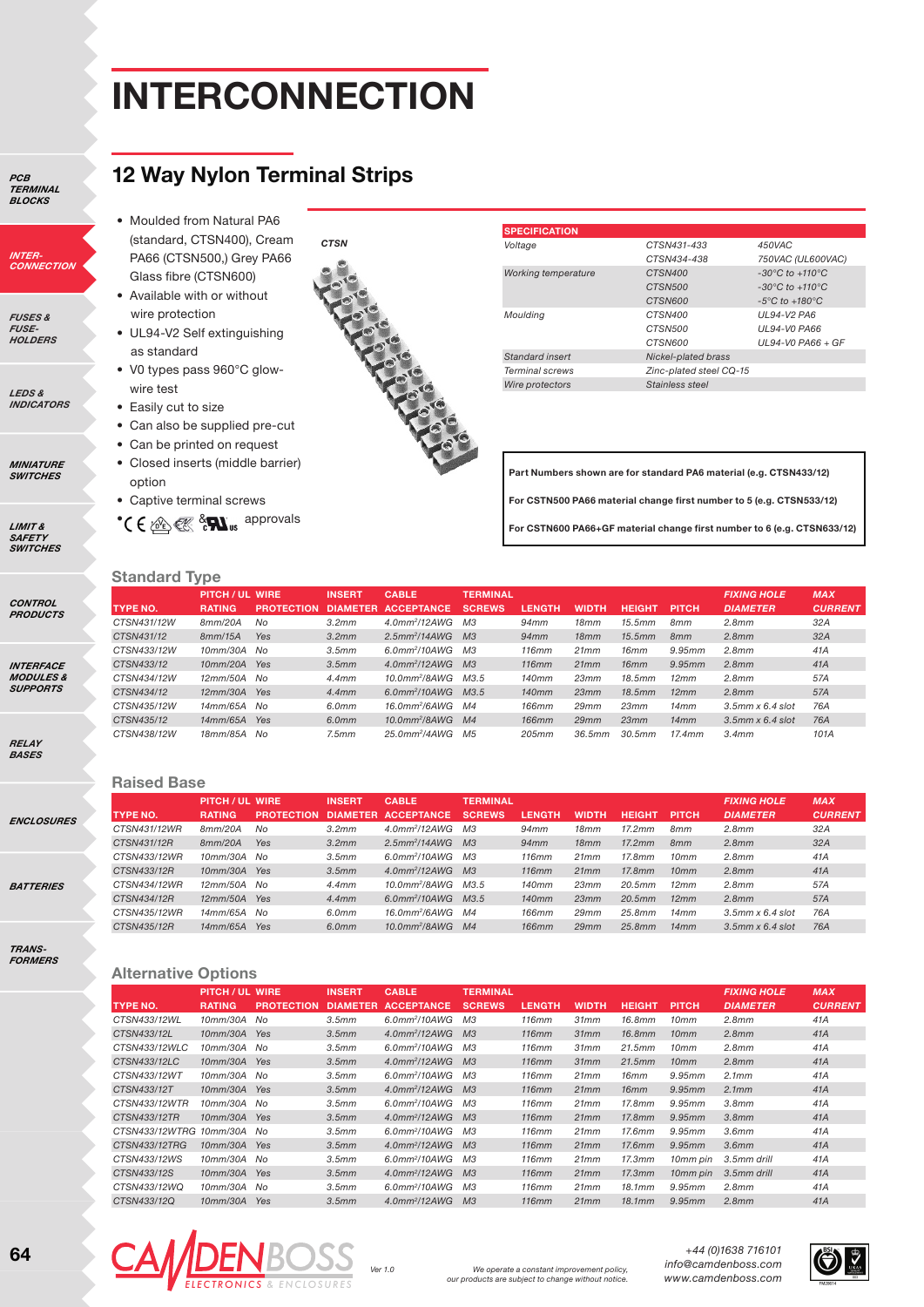# INTERCONNECTION

PCB TERMINAL BLOCKS
INTER-CONNECTION
FUSES & FUSE-HOLDERS
LEDS & INDICATORS
MINIATURE SWITCHES
LIMIT & SAFETY SWITCHES
CONTROL PRODUCTS
INTERFACE MODULES & SUPPORTS
RELAY BASES
ENCLOSURES
BATTERIES
TRANS-FORMERS

## 12 Way Nylon Terminal Strips

- Moulded from Natural PA6 (standard, CTSN400), Cream PA66 (CTSN500,) Grey PA66 Glass fibre (CTSN600)
- Available with or without wire protection
- UL94-V2 Self extinguishing as standard
- V0 types pass 960°C glow-wire test
- Easily cut to size
- Can also be supplied pre-cut
- Can be printed on request
- Closed inserts (middle barrier) option
- Captive terminal screws
- CE approvals

CTSN

| SPECIFICATION | | |
|---|---|---|
| Voltage | CTSN431-433 | 450VAC |
| | CTSN434-438 | 750VAC (UL600VAC) |
| Working temperature | CTSN400 | -30°C to +110°C |
| | CTSN500 | -30°C to +110°C |
| | CTSN600 | -5°C to +180°C |
| Moulding | CTSN400 | UL94-V2 PA6 |
| | CTSN500 | UL94-V0 PA66 |
| | CTSN600 | UL94-V0 PA66 + GF |
| Standard insert | Nickel-plated brass | |
| Terminal screws | Zinc-plated steel CQ-15 | |
| Wire protectors | Stainless steel | |

**Part Numbers shown are for standard PA6 material (e.g. CTSN433/12)**

**For CSTN500 PA66 material change first number to 5 (e.g. CTSN533/12)**

**For CTSN600 PA66+GF material change first number to 6 (e.g. CTSN633/12)**

### Standard Type

| TYPE NO. | PITCH / UL RATING | WIRE PROTECTION | INSERT DIAMETER | CABLE ACCEPTANCE | TERMINAL SCREWS | LENGTH | WIDTH | HEIGHT | PITCH | FIXING HOLE DIAMETER | MAX CURRENT |
|---|---|---|---|---|---|---|---|---|---|---|---|
| CTSN431/12W | 8mm/20A | No | 3.2mm | 4.0mm²/12AWG | M3 | 94mm | 18mm | 15.5mm | 8mm | 2.8mm | 32A |
| CTSN431/12 | 8mm/15A | Yes | 3.2mm | 2.5mm²/14AWG | M3 | 94mm | 18mm | 15.5mm | 8mm | 2.8mm | 32A |
| CTSN433/12W | 10mm/30A | No | 3.5mm | 6.0mm²/10AWG | M3 | 116mm | 21mm | 16mm | 9.95mm | 2.8mm | 41A |
| CTSN433/12 | 10mm/20A | Yes | 3.5mm | 4.0mm²/12AWG | M3 | 116mm | 21mm | 16mm | 9.95mm | 2.8mm | 41A |
| CTSN434/12W | 12mm/50A | No | 4.4mm | 10.0mm²/8AWG | M3.5 | 140mm | 23mm | 18.5mm | 12mm | 2.8mm | 57A |
| CTSN434/12 | 12mm/30A | Yes | 4.4mm | 6.0mm²/10AWG | M3.5 | 140mm | 23mm | 18.5mm | 12mm | 2.8mm | 57A |
| CTSN435/12W | 14mm/65A | No | 6.0mm | 16.0mm²/6AWG | M4 | 166mm | 29mm | 23mm | 14mm | 3.5mm x 6.4 slot | 76A |
| CTSN435/12 | 14mm/65A | Yes | 6.0mm | 10.0mm²/8AWG | M4 | 166mm | 29mm | 23mm | 14mm | 3.5mm x 6.4 slot | 76A |
| CTSN438/12W | 18mm/85A | No | 7.5mm | 25.0mm²/4AWG | M5 | 205mm | 36.5mm | 30.5mm | 17.4mm | 3.4mm | 101A |

### Raised Base

| TYPE NO. | PITCH / UL RATING | WIRE PROTECTION | INSERT DIAMETER | CABLE ACCEPTANCE | TERMINAL SCREWS | LENGTH | WIDTH | HEIGHT | PITCH | FIXING HOLE DIAMETER | MAX CURRENT |
|---|---|---|---|---|---|---|---|---|---|---|---|
| CTSN431/12WR | 8mm/20A | No | 3.2mm | 4.0mm²/12AWG | M3 | 94mm | 18mm | 17.2mm | 8mm | 2.8mm | 32A |
| CTSN431/12R | 8mm/20A | Yes | 3.2mm | 2.5mm²/14AWG | M3 | 94mm | 18mm | 17.2mm | 8mm | 2.8mm | 32A |
| CTSN433/12WR | 10mm/30A | No | 3.5mm | 6.0mm²/10AWG | M3 | 116mm | 21mm | 17.8mm | 10mm | 2.8mm | 41A |
| CTSN433/12R | 10mm/30A | Yes | 3.5mm | 4.0mm²/12AWG | M3 | 116mm | 21mm | 17.8mm | 10mm | 2.8mm | 41A |
| CTSN434/12WR | 12mm/50A | No | 4.4mm | 10.0mm²/8AWG | M3.5 | 140mm | 23mm | 20.5mm | 12mm | 2.8mm | 57A |
| CTSN434/12R | 12mm/50A | Yes | 4.4mm | 6.0mm²/10AWG | M3.5 | 140mm | 23mm | 20.5mm | 12mm | 2.8mm | 57A |
| CTSN435/12WR | 14mm/65A | No | 6.0mm | 16.0mm²/6AWG | M4 | 166mm | 29mm | 25.8mm | 14mm | 3.5mm x 6.4 slot | 76A |
| CTSN435/12R | 14mm/65A | Yes | 6.0mm | 10.0mm²/8AWG | M4 | 166mm | 29mm | 25.8mm | 14mm | 3.5mm x 6.4 slot | 76A |

### Alternative Options

| TYPE NO. | PITCH / UL RATING | WIRE PROTECTION | INSERT DIAMETER | CABLE ACCEPTANCE | TERMINAL SCREWS | LENGTH | WIDTH | HEIGHT | PITCH | FIXING HOLE DIAMETER | MAX CURRENT |
|---|---|---|---|---|---|---|---|---|---|---|---|
| CTSN433/12WL | 10mm/30A | No | 3.5mm | 6.0mm²/10AWG | M3 | 116mm | 31mm | 16.8mm | 10mm | 2.8mm | 41A |
| CTSN433/12L | 10mm/30A | Yes | 3.5mm | 4.0mm²/12AWG | M3 | 116mm | 31mm | 16.8mm | 10mm | 2.8mm | 41A |
| CTSN433/12WLC | 10mm/30A | No | 3.5mm | 6.0mm²/10AWG | M3 | 116mm | 31mm | 21.5mm | 10mm | 2.8mm | 41A |
| CTSN433/12LC | 10mm/30A | Yes | 3.5mm | 4.0mm²/12AWG | M3 | 116mm | 31mm | 21.5mm | 10mm | 2.8mm | 41A |
| CTSN433/12WT | 10mm/30A | No | 3.5mm | 6.0mm²/10AWG | M3 | 116mm | 21mm | 16mm | 9.95mm | 2.1mm | 41A |
| CTSN433/12T | 10mm/30A | Yes | 3.5mm | 4.0mm²/12AWG | M3 | 116mm | 21mm | 16mm | 9.95mm | 2.1mm | 41A |
| CTSN433/12WTR | 10mm/30A | No | 3.5mm | 6.0mm²/10AWG | M3 | 116mm | 21mm | 17.8mm | 9.95mm | 3.8mm | 41A |
| CTSN433/12TR | 10mm/30A | Yes | 3.5mm | 4.0mm²/12AWG | M3 | 116mm | 21mm | 17.8mm | 9.95mm | 3.8mm | 41A |
| CTSN433/12WTRG | 10mm/30A | No | 3.5mm | 6.0mm²/10AWG | M3 | 116mm | 21mm | 17.6mm | 9.95mm | 3.6mm | 41A |
| CTSN433/12TRG | 10mm/30A | Yes | 3.5mm | 4.0mm²/12AWG | M3 | 116mm | 21mm | 17.6mm | 9.95mm | 3.6mm | 41A |
| CTSN433/12WS | 10mm/30A | No | 3.5mm | 6.0mm²/10AWG | M3 | 116mm | 21mm | 17.3mm | 10mm pin | 3.5mm drill | 41A |
| CTSN433/12S | 10mm/30A | Yes | 3.5mm | 4.0mm²/12AWG | M3 | 116mm | 21mm | 17.3mm | 10mm pin | 3.5mm drill | 41A |
| CTSN433/12WQ | 10mm/30A | No | 3.5mm | 6.0mm²/10AWG | M3 | 116mm | 21mm | 18.1mm | 9.95mm | 2.8mm | 41A |
| CTSN433/12Q | 10mm/30A | Yes | 3.5mm | 4.0mm²/12AWG | M3 | 116mm | 21mm | 18.1mm | 9.95mm | 2.8mm | 41A |

CAMDENBOSS ELECTRONICS & ENCLOSURES

Ver 1.0

We operate a constant improvement policy, our products are subject to change without notice.

+44 (0)1638 716101
info@camdenboss.com
www.camdenboss.com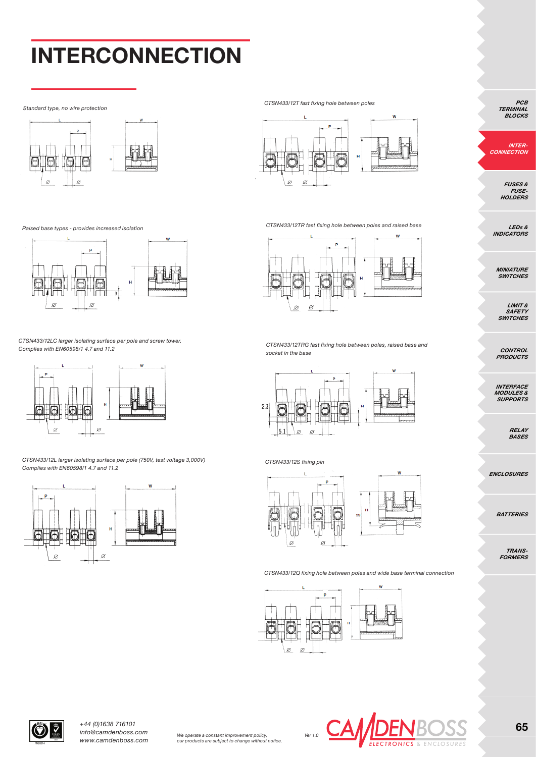# INTERCONNECTION

*Standard type, no wire protection*

L
P
W
H
Ø
Ø

*Raised base types - provides increased isolation*

L
P
W
H
3
Ø
Ø

*CTSN433/12LC larger isolating surface per pole and screw tower. Complies with EN60598/1 4.7 and 11.2*

L
P
W
H
Ø
Ø

*CTSN433/12L larger isolating surface per pole (750V, test voltage 3,000V) Complies with EN60598/1 4.7 and 11.2*

L
P
W
H
Ø
Ø

*CTSN433/12T fast fixing hole between poles*

L
P
W
H
Ø
Ø

*CTSN433/12TR fast fixing hole between poles and raised base*

L
P
W
H
Ø
Ø

*CTSN433/12TRG fast fixing hole between poles, raised base and socket in the base*

L
P
W
H
2.3
5.1
Ø
Ø

*CTSN433/12S fixing pin*

L
P
W
H
23
Ø
Ø

*CTSN433/12Q fixing hole between poles and wide base terminal connection*

L
P
W
H
Ø
Ø

+44 (0)1638 716101
info@camdenboss.com
www.camdenboss.com

We operate a constant improvement policy, our products are subject to change without notice.

Ver 1.0

CAMDENBOSS ELECTRONICS & ENCLOSURES